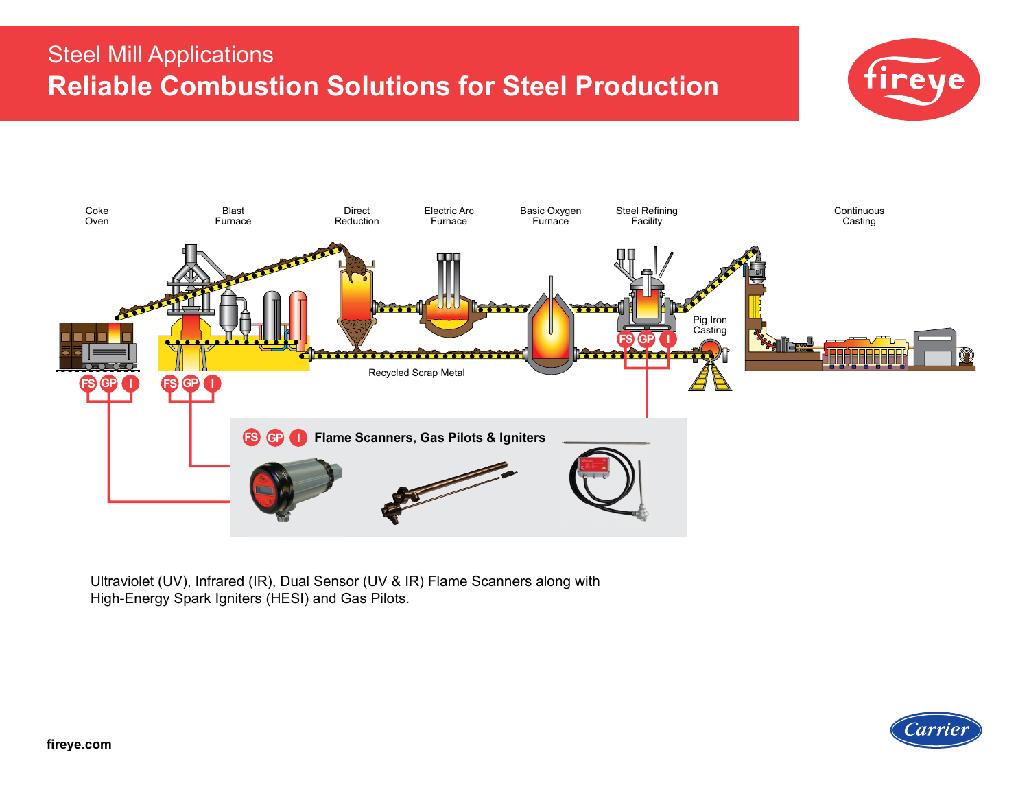# Steel Mill Applications

## Reliable Combustion Solutions for Steel Production

fireye

Coke Oven

Blast Furnace

Direct Reduction

Electric Arc Furnace

Basic Oxygen Furnace

Steel Refining Facility

Continuous Casting

Pig Iron Casting

Recycled Scrap Metal

FS GP I

FS GP I

FS GP I

**FS GP I Flame Scanners, Gas Pilots & Igniters**

Ultraviolet (UV), Infrared (IR), Dual Sensor (UV & IR) Flame Scanners along with High-Energy Spark Igniters (HESI) and Gas Pilots.

**fireye.com**

Carrier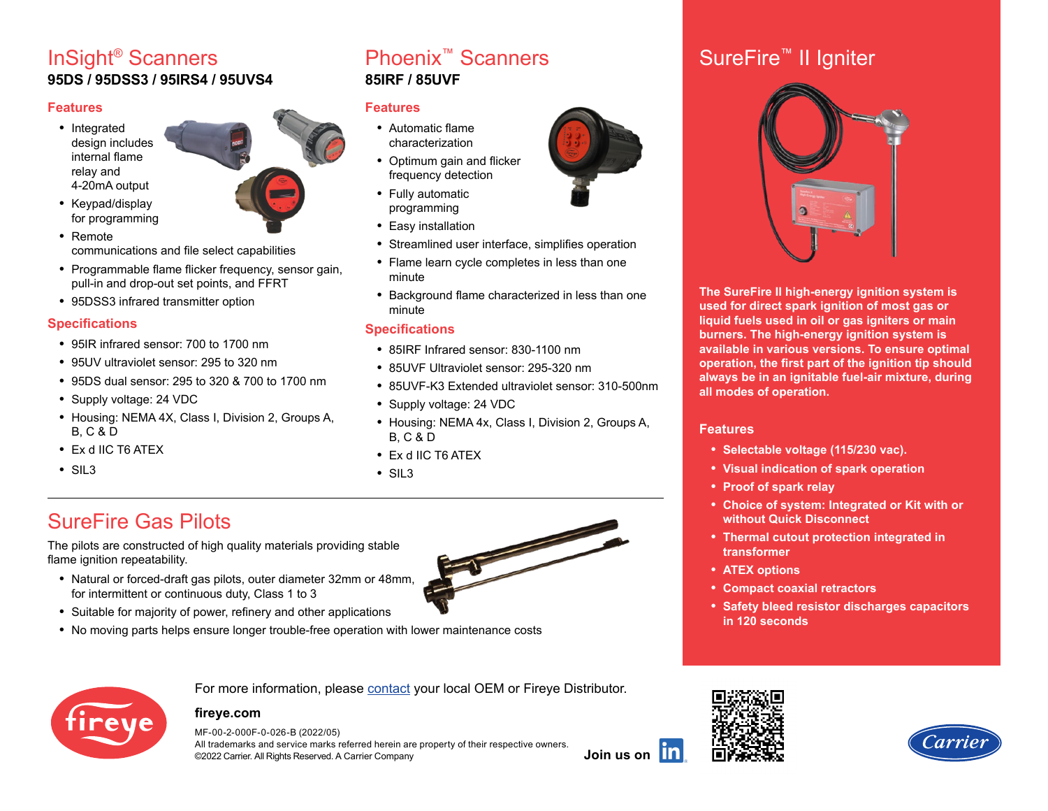## InSight® Scanners

**95DS / 95DSS3 / 95IRS4 / 95UVS4**

### Features

- Integrated design includes internal flame relay and 4-20mA output
- Keypad/display for programming
- Remote communications and file select capabilities
- Programmable flame flicker frequency, sensor gain, pull-in and drop-out set points, and FFRT
- 95DSS3 infrared transmitter option

### Specifications

- 95IR infrared sensor: 700 to 1700 nm
- 95UV ultraviolet sensor: 295 to 320 nm
- 95DS dual sensor: 295 to 320 & 700 to 1700 nm
- Supply voltage: 24 VDC
- Housing: NEMA 4X, Class I, Division 2, Groups A, B, C & D
- Ex d IIC T6 ATEX
- SIL3

## Phoenix™ Scanners

**85IRF / 85UVF**

### Features

- Automatic flame characterization
- Optimum gain and flicker frequency detection
- Fully automatic programming
- Easy installation
- Streamlined user interface, simplifies operation
- Flame learn cycle completes in less than one minute
- Background flame characterized in less than one minute

### Specifications

- 85IRF Infrared sensor: 830-1100 nm
- 85UVF Ultraviolet sensor: 295-320 nm
- 85UVF-K3 Extended ultraviolet sensor: 310-500nm
- Supply voltage: 24 VDC
- Housing: NEMA 4x, Class I, Division 2, Groups A, B, C & D
- Ex d IIC T6 ATEX
- SIL3

## SureFire Gas Pilots

The pilots are constructed of high quality materials providing stable flame ignition repeatability.

- Natural or forced-draft gas pilots, outer diameter 32mm or 48mm, for intermittent or continuous duty, Class 1 to 3
- Suitable for majority of power, refinery and other applications
- No moving parts helps ensure longer trouble-free operation with lower maintenance costs

## SureFire™ II Igniter

**The SureFire II high-energy ignition system is used for direct spark ignition of most gas or liquid fuels used in oil or gas igniters or main burners. The high-energy ignition system is available in various versions. To ensure optimal operation, the first part of the ignition tip should always be in an ignitable fuel-air mixture, during all modes of operation.**

### Features

- **Selectable voltage (115/230 vac).**
- **Visual indication of spark operation**
- **Proof of spark relay**
- **Choice of system: Integrated or Kit with or without Quick Disconnect**
- **Thermal cutout protection integrated in transformer**
- **ATEX options**
- **Compact coaxial retractors**
- **Safety bleed resistor discharges capacitors in 120 seconds**

For more information, please contact your local OEM or Fireye Distributor.

**fireye.com**

MF-00-2-000F-0-026-B (2022/05)
All trademarks and service marks referred herein are property of their respective owners.
©2022 Carrier. All Rights Reserved. A Carrier Company

**Join us on**